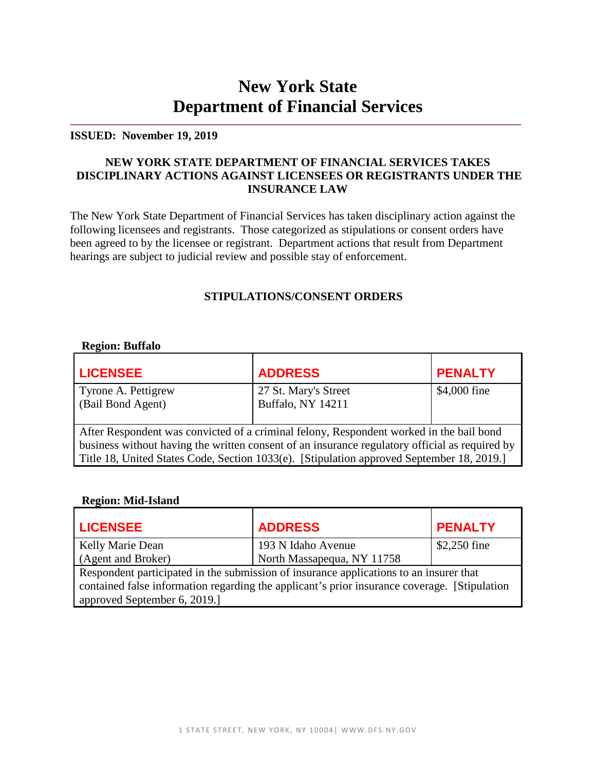# New York State Department of Financial Services

**ISSUED: November 19, 2019**

## NEW YORK STATE DEPARTMENT OF FINANCIAL SERVICES TAKES DISCIPLINARY ACTIONS AGAINST LICENSEES OR REGISTRANTS UNDER THE INSURANCE LAW

The New York State Department of Financial Services has taken disciplinary action against the following licensees and registrants. Those categorized as stipulations or consent orders have been agreed to by the licensee or registrant. Department actions that result from Department hearings are subject to judicial review and possible stay of enforcement.

### STIPULATIONS/CONSENT ORDERS

**Region: Buffalo**

| LICENSEE | ADDRESS | PENALTY |
| --- | --- | --- |
| Tyrone A. Pettigrew (Bail Bond Agent) | 27 St. Mary's Street Buffalo, NY 14211 | $4,000 fine |
| After Respondent was convicted of a criminal felony, Respondent worked in the bail bond business without having the written consent of an insurance regulatory official as required by Title 18, United States Code, Section 1033(e). [Stipulation approved September 18, 2019.] | | |

**Region: Mid-Island**

| LICENSEE | ADDRESS | PENALTY |
| --- | --- | --- |
| Kelly Marie Dean (Agent and Broker) | 193 N Idaho Avenue North Massapequa, NY 11758 | $2,250 fine |
| Respondent participated in the submission of insurance applications to an insurer that contained false information regarding the applicant's prior insurance coverage. [Stipulation approved September 6, 2019.] | | |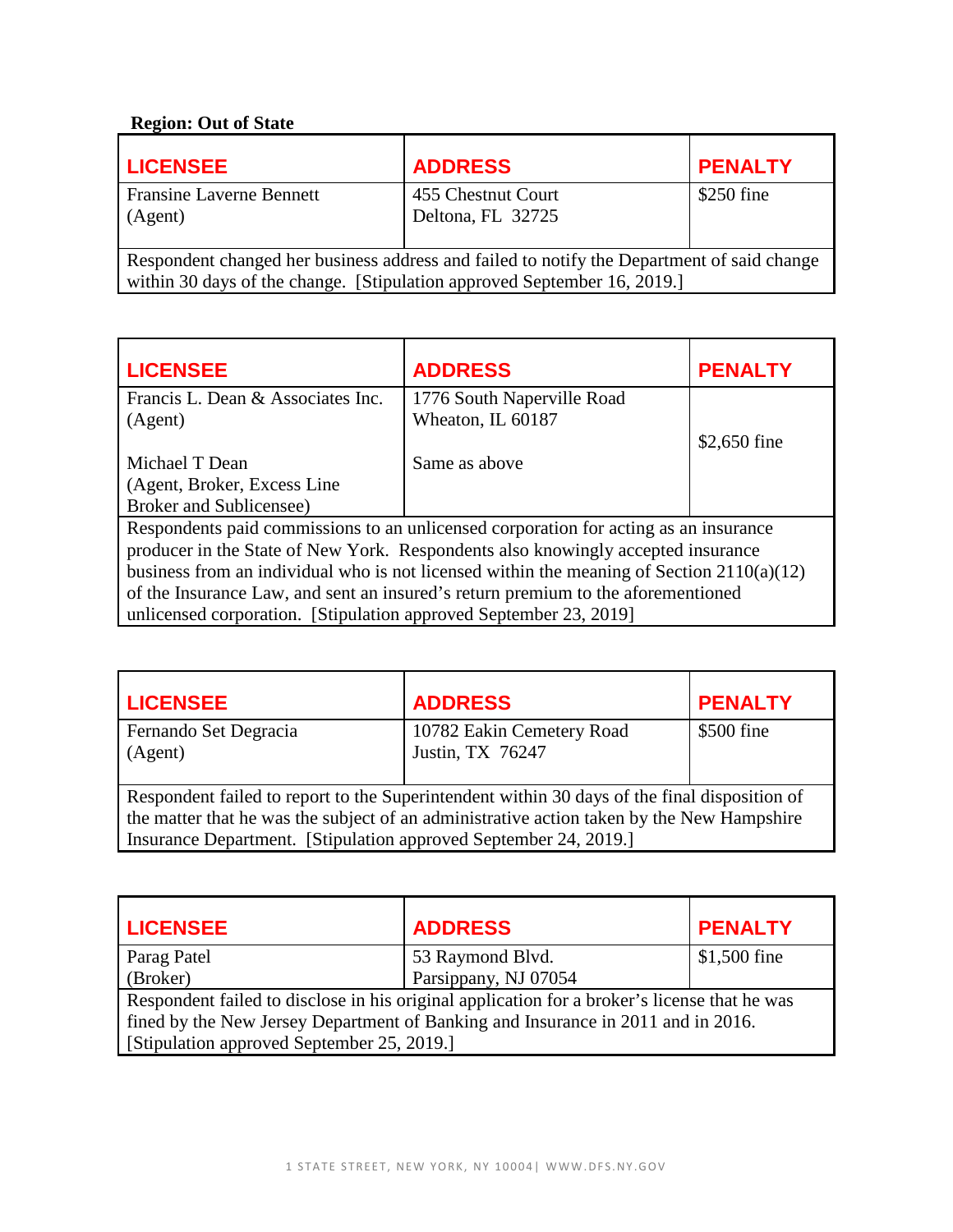**Region: Out of State**

| LICENSEE | ADDRESS | PENALTY |
| --- | --- | --- |
| Fransine Laverne Bennett (Agent) | 455 Chestnut Court Deltona, FL 32725 | $250 fine |
| Respondent changed her business address and failed to notify the Department of said change within 30 days of the change. [Stipulation approved September 16, 2019.] | | |

| LICENSEE | ADDRESS | PENALTY |
| --- | --- | --- |
| Francis L. Dean & Associates Inc. (Agent) | 1776 South Naperville Road Wheaton, IL 60187 | $2,650 fine |
| Michael T Dean (Agent, Broker, Excess Line Broker and Sublicensee) | Same as above | |
| Respondents paid commissions to an unlicensed corporation for acting as an insurance producer in the State of New York. Respondents also knowingly accepted insurance business from an individual who is not licensed within the meaning of Section 2110(a)(12) of the Insurance Law, and sent an insured's return premium to the aforementioned unlicensed corporation. [Stipulation approved September 23, 2019] | | |

| LICENSEE | ADDRESS | PENALTY |
| --- | --- | --- |
| Fernando Set Degracia (Agent) | 10782 Eakin Cemetery Road Justin, TX 76247 | $500 fine |
| Respondent failed to report to the Superintendent within 30 days of the final disposition of the matter that he was the subject of an administrative action taken by the New Hampshire Insurance Department. [Stipulation approved September 24, 2019.] | | |

| LICENSEE | ADDRESS | PENALTY |
| --- | --- | --- |
| Parag Patel (Broker) | 53 Raymond Blvd. Parsippany, NJ 07054 | $1,500 fine |
| Respondent failed to disclose in his original application for a broker's license that he was fined by the New Jersey Department of Banking and Insurance in 2011 and in 2016. [Stipulation approved September 25, 2019.] | | |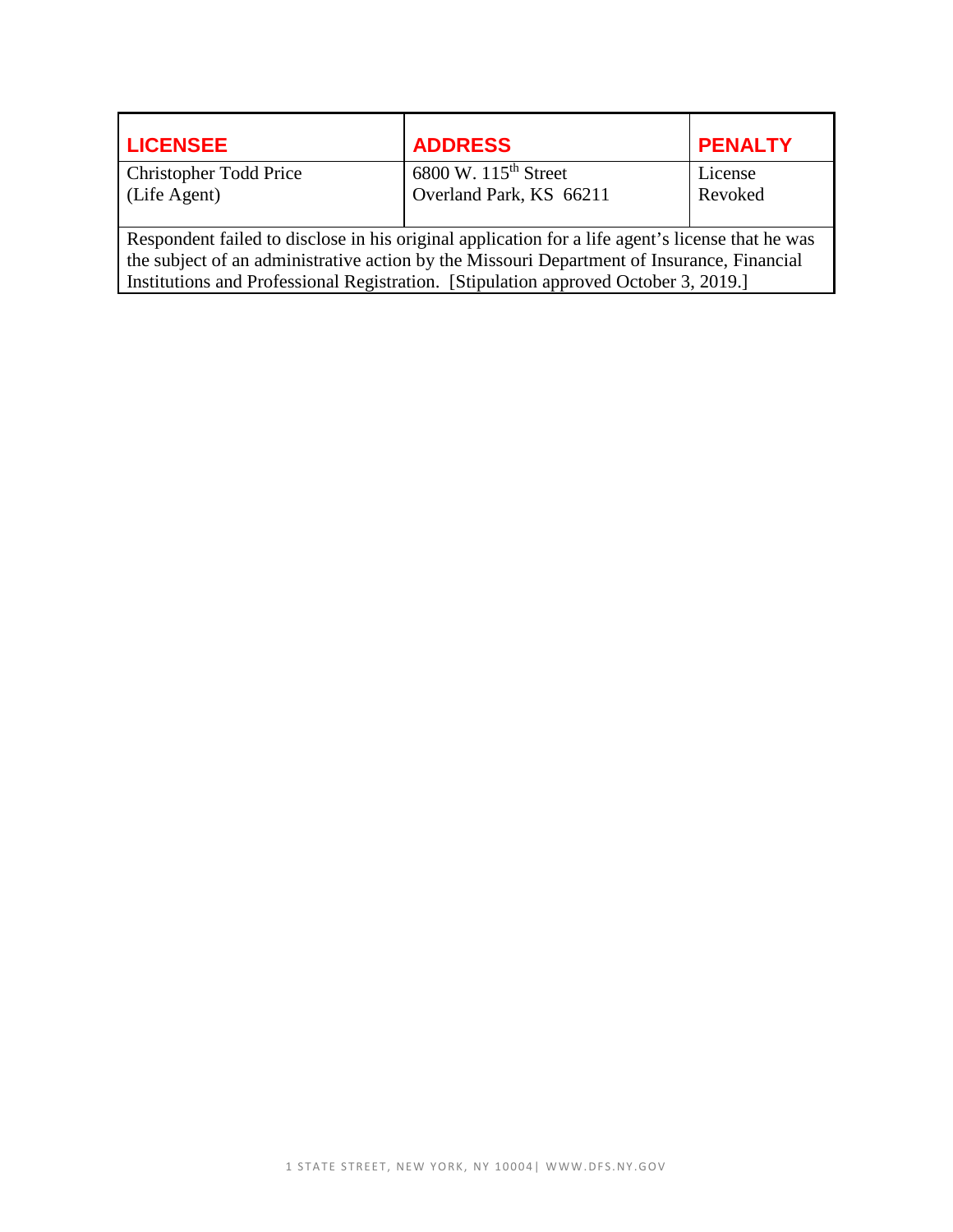| LICENSEE | ADDRESS | PENALTY |
|---|---|---|
| Christopher Todd Price (Life Agent) | 6800 W. 115th Street Overland Park, KS 66211 | License Revoked |
| Respondent failed to disclose in his original application for a life agent's license that he was the subject of an administrative action by the Missouri Department of Insurance, Financial Institutions and Professional Registration. [Stipulation approved October 3, 2019.] | | |